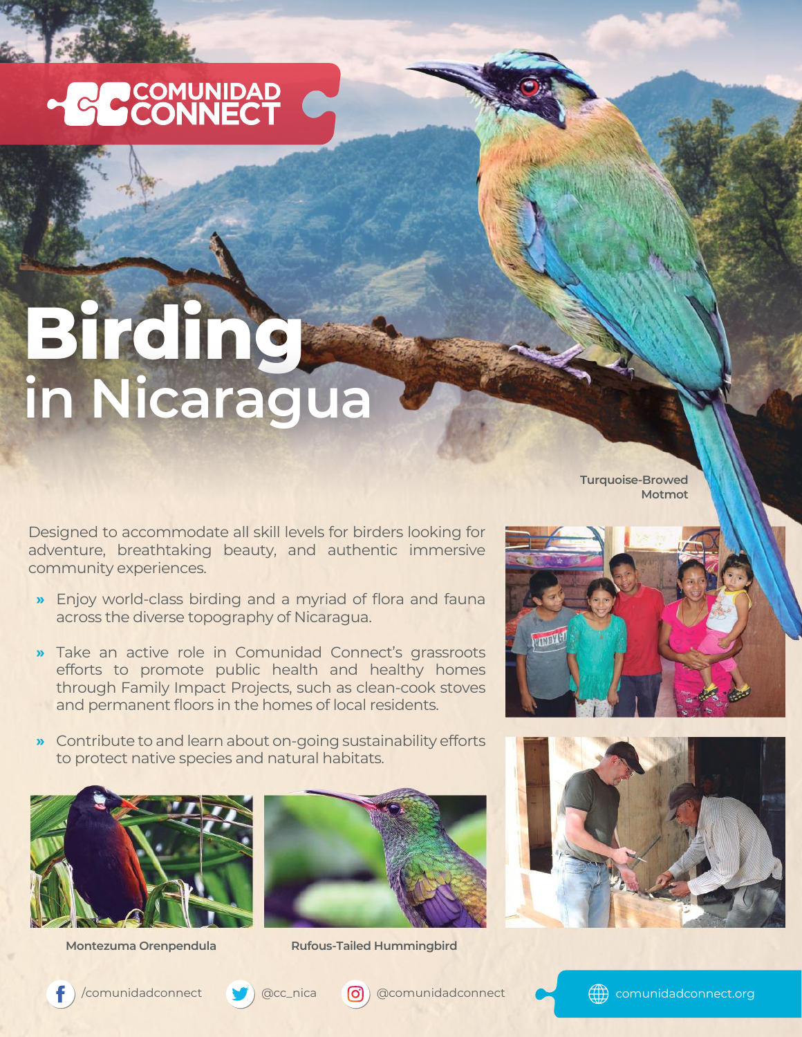COMUNIDAD CONNECT

# Birding in Nicaragua

Turquoise-Browed Motmot

Designed to accommodate all skill levels for birders looking for adventure, breathtaking beauty, and authentic immersive community experiences.

- Enjoy world-class birding and a myriad of flora and fauna across the diverse topography of Nicaragua.
- Take an active role in Comunidad Connect's grassroots efforts to promote public health and healthy homes through Family Impact Projects, such as clean-cook stoves and permanent floors in the homes of local residents.
- Contribute to and learn about on-going sustainability efforts to protect native species and natural habitats.

Montezuma Orenpendula

Rufous-Tailed Hummingbird

/comunidadconnect @cc_nica @comunidadconnect comunidadconnect.org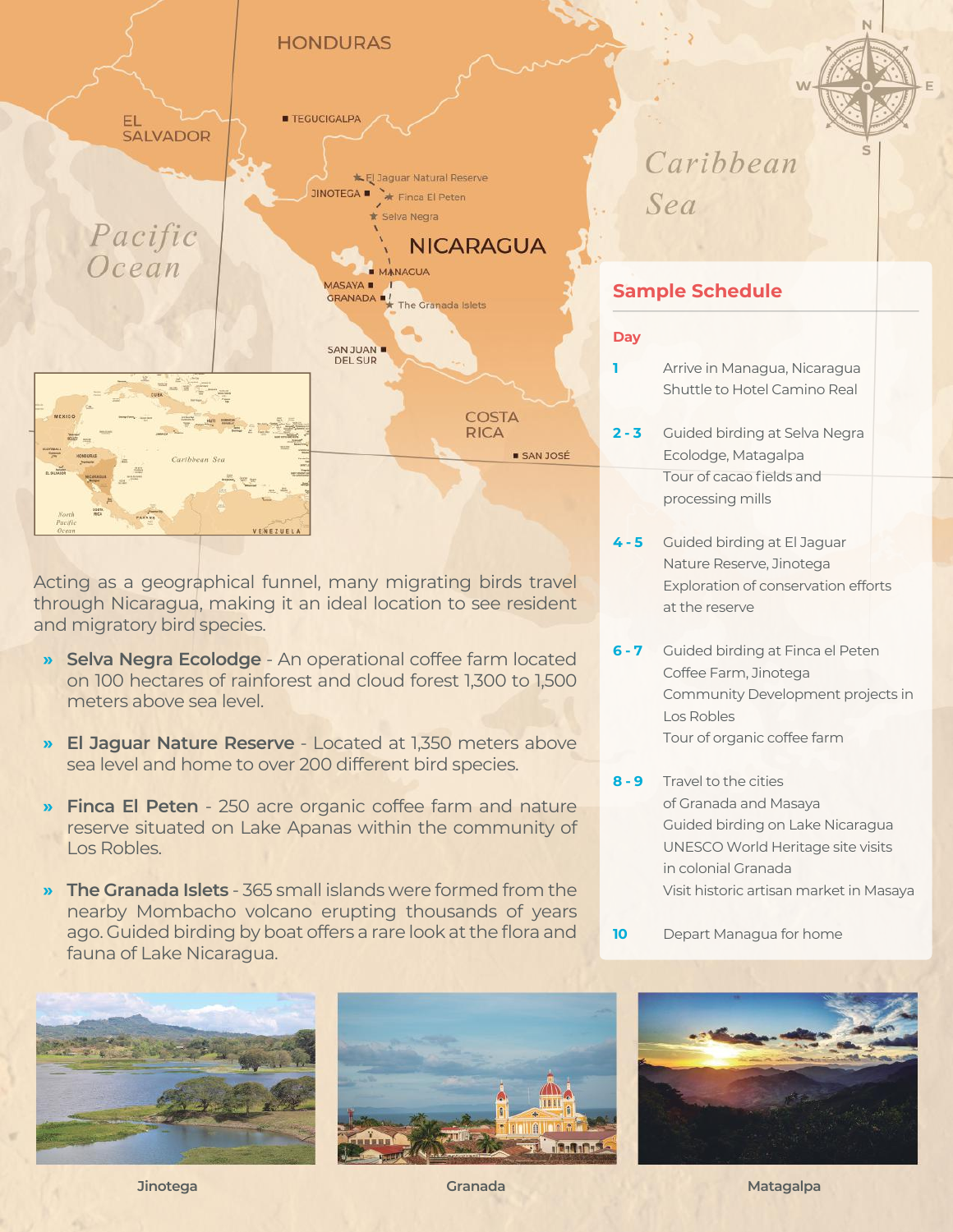Acting as a geographical funnel, many migrating birds travel through Nicaragua, making it an ideal location to see resident and migratory bird species.

- **Selva Negra Ecolodge** - An operational coffee farm located on 100 hectares of rainforest and cloud forest 1,300 to 1,500 meters above sea level.
- **El Jaguar Nature Reserve** - Located at 1,350 meters above sea level and home to over 200 different bird species.
- **Finca El Peten** - 250 acre organic coffee farm and nature reserve situated on Lake Apanas within the community of Los Robles.
- **The Granada Islets** - 365 small islands were formed from the nearby Mombacho volcano erupting thousands of years ago. Guided birding by boat offers a rare look at the flora and fauna of Lake Nicaragua.

## Sample Schedule

| Day | |
|---|---|
| 1 | Arrive in Managua, Nicaragua<br>Shuttle to Hotel Camino Real |
| 2 - 3 | Guided birding at Selva Negra Ecolodge, Matagalpa<br>Tour of cacao fields and processing mills |
| 4 - 5 | Guided birding at El Jaguar Nature Reserve, Jinotega<br>Exploration of conservation efforts at the reserve |
| 6 - 7 | Guided birding at Finca el Peten Coffee Farm, Jinotega<br>Community Development projects in Los Robles<br>Tour of organic coffee farm |
| 8 - 9 | Travel to the cities of Granada and Masaya<br>Guided birding on Lake Nicaragua<br>UNESCO World Heritage site visits in colonial Granada<br>Visit historic artisan market in Masaya |
| 10 | Depart Managua for home |

Jinotega

Granada

Matagalpa